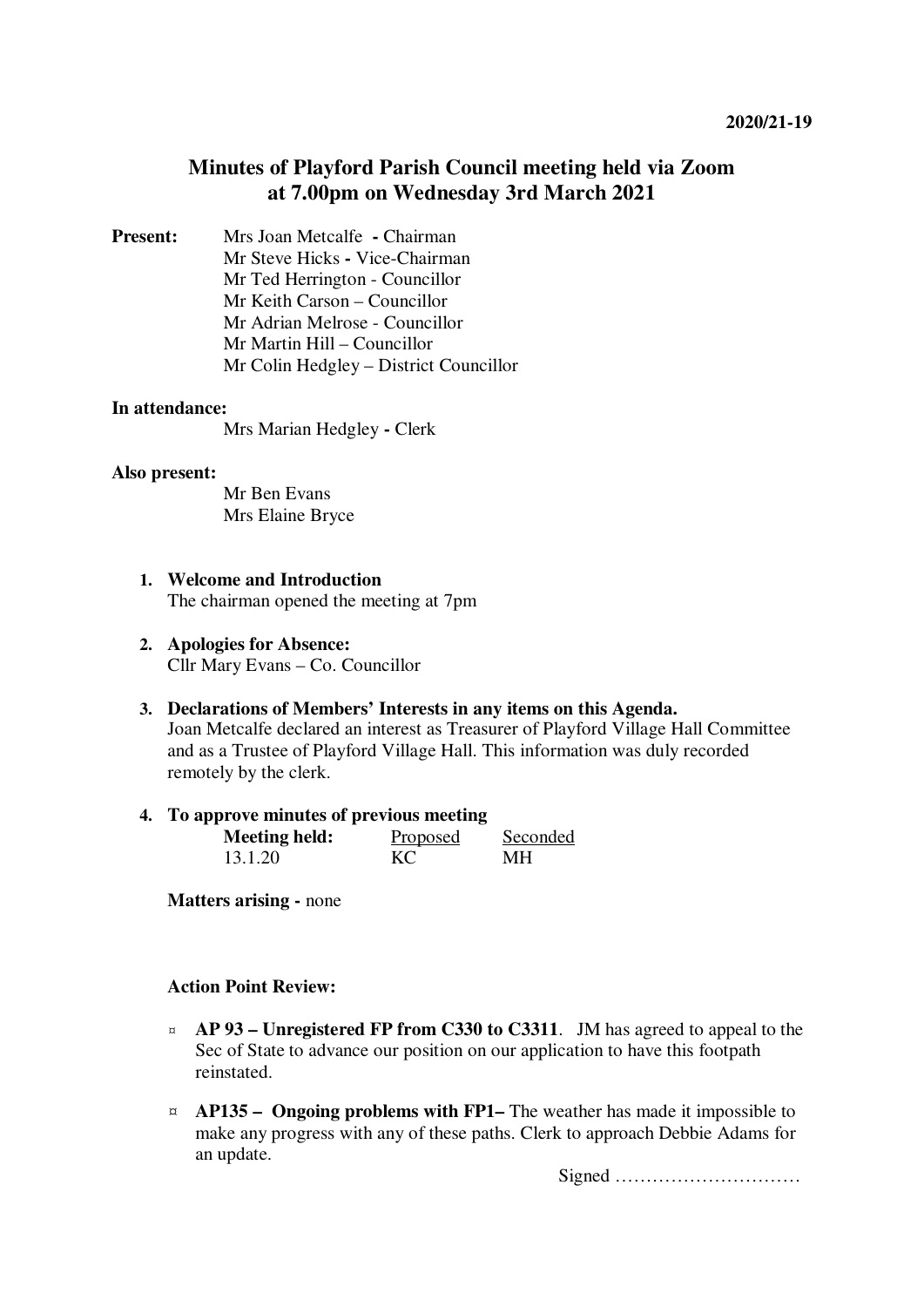**2020/21-19**

# Minutes of Playford Parish Council meeting held via Zoom at 7.00pm on Wednesday 3rd March 2021

**Present:**
Mrs Joan Metcalfe - Chairman
Mr Steve Hicks - Vice-Chairman
Mr Ted Herrington - Councillor
Mr Keith Carson – Councillor
Mr Adrian Melrose - Councillor
Mr Martin Hill – Councillor
Mr Colin Hedgley – District Councillor

**In attendance:**
Mrs Marian Hedgley - Clerk

**Also present:**
Mr Ben Evans
Mrs Elaine Bryce

1. **Welcome and Introduction**
   The chairman opened the meeting at 7pm

2. **Apologies for Absence:**
   Cllr Mary Evans – Co. Councillor

3. **Declarations of Members' Interests in any items on this Agenda.**
   Joan Metcalfe declared an interest as Treasurer of Playford Village Hall Committee and as a Trustee of Playford Village Hall. This information was duly recorded remotely by the clerk.

4. **To approve minutes of previous meeting**

| **Meeting held:** | Proposed | Seconded |
|---|---|---|
| 13.1.20 | KC | MH |

**Matters arising -** none

**Action Point Review:**

- **AP 93 – Unregistered FP from C330 to C3311**. JM has agreed to appeal to the Sec of State to advance our position on our application to have this footpath reinstated.
- **AP135 – Ongoing problems with FP1–** The weather has made it impossible to make any progress with any of these paths. Clerk to approach Debbie Adams for an update.

Signed …………………………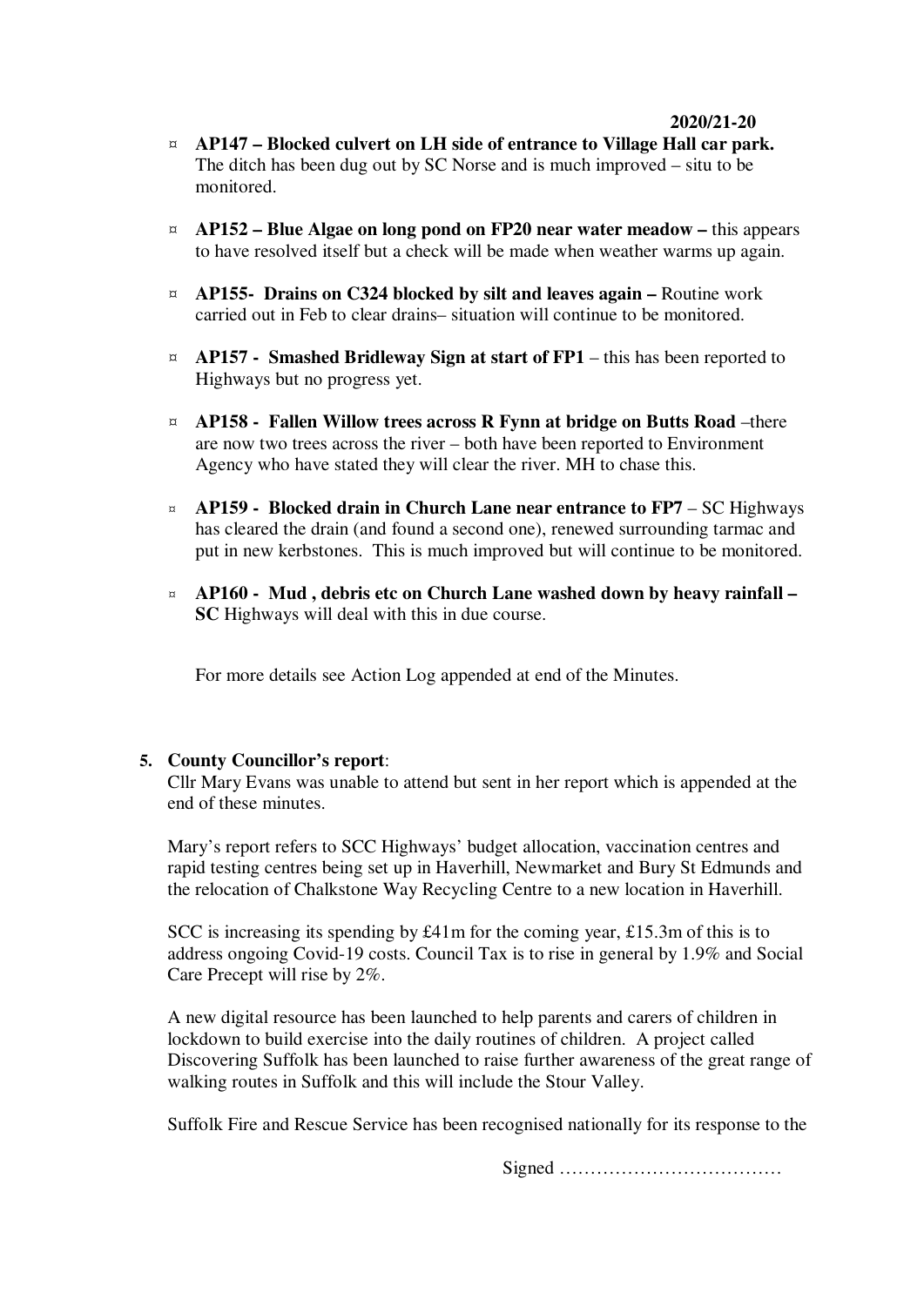- **AP147 – Blocked culvert on LH side of entrance to Village Hall car park.** The ditch has been dug out by SC Norse and is much improved – situ to be monitored.

- **AP152 – Blue Algae on long pond on FP20 near water meadow –** this appears to have resolved itself but a check will be made when weather warms up again.

- **AP155- Drains on C324 blocked by silt and leaves again –** Routine work carried out in Feb to clear drains– situation will continue to be monitored.

- **AP157 - Smashed Bridleway Sign at start of FP1** – this has been reported to Highways but no progress yet.

- **AP158 - Fallen Willow trees across R Fynn at bridge on Butts Road** –there are now two trees across the river – both have been reported to Environment Agency who have stated they will clear the river. MH to chase this.

- **AP159 - Blocked drain in Church Lane near entrance to FP7** – SC Highways has cleared the drain (and found a second one), renewed surrounding tarmac and put in new kerbstones. This is much improved but will continue to be monitored.

- **AP160 - Mud , debris etc on Church Lane washed down by heavy rainfall – SC** Highways will deal with this in due course.

For more details see Action Log appended at end of the Minutes.

5. **County Councillor's report**:

Cllr Mary Evans was unable to attend but sent in her report which is appended at the end of these minutes.

Mary's report refers to SCC Highways' budget allocation, vaccination centres and rapid testing centres being set up in Haverhill, Newmarket and Bury St Edmunds and the relocation of Chalkstone Way Recycling Centre to a new location in Haverhill.

SCC is increasing its spending by £41m for the coming year, £15.3m of this is to address ongoing Covid-19 costs. Council Tax is to rise in general by 1.9% and Social Care Precept will rise by 2%.

A new digital resource has been launched to help parents and carers of children in lockdown to build exercise into the daily routines of children. A project called Discovering Suffolk has been launched to raise further awareness of the great range of walking routes in Suffolk and this will include the Stour Valley.

Suffolk Fire and Rescue Service has been recognised nationally for its response to the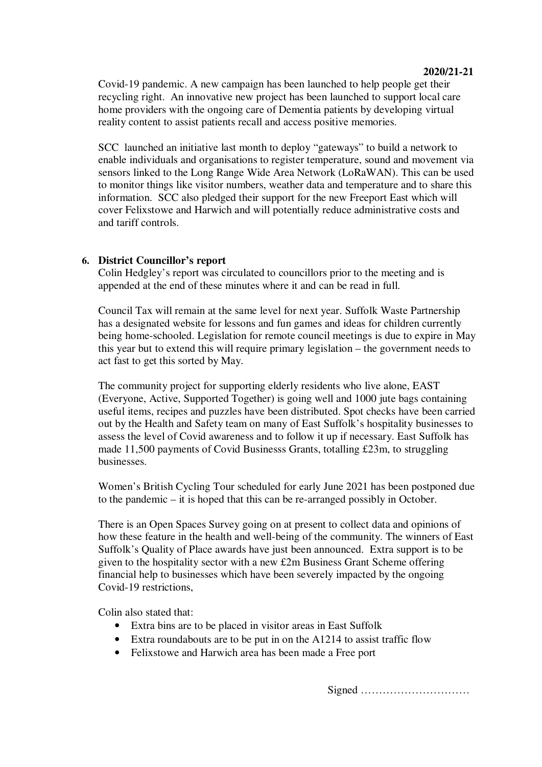Covid-19 pandemic. A new campaign has been launched to help people get their recycling right. An innovative new project has been launched to support local care home providers with the ongoing care of Dementia patients by developing virtual reality content to assist patients recall and access positive memories.

SCC launched an initiative last month to deploy "gateways" to build a network to enable individuals and organisations to register temperature, sound and movement via sensors linked to the Long Range Wide Area Network (LoRaWAN). This can be used to monitor things like visitor numbers, weather data and temperature and to share this information. SCC also pledged their support for the new Freeport East which will cover Felixstowe and Harwich and will potentially reduce administrative costs and and tariff controls.

**6. District Councillor's report**

Colin Hedgley's report was circulated to councillors prior to the meeting and is appended at the end of these minutes where it and can be read in full.

Council Tax will remain at the same level for next year. Suffolk Waste Partnership has a designated website for lessons and fun games and ideas for children currently being home-schooled. Legislation for remote council meetings is due to expire in May this year but to extend this will require primary legislation – the government needs to act fast to get this sorted by May.

The community project for supporting elderly residents who live alone, EAST (Everyone, Active, Supported Together) is going well and 1000 jute bags containing useful items, recipes and puzzles have been distributed. Spot checks have been carried out by the Health and Safety team on many of East Suffolk's hospitality businesses to assess the level of Covid awareness and to follow it up if necessary. East Suffolk has made 11,500 payments of Covid Businesss Grants, totalling £23m, to struggling businesses.

Women's British Cycling Tour scheduled for early June 2021 has been postponed due to the pandemic – it is hoped that this can be re-arranged possibly in October.

There is an Open Spaces Survey going on at present to collect data and opinions of how these feature in the health and well-being of the community. The winners of East Suffolk's Quality of Place awards have just been announced. Extra support is to be given to the hospitality sector with a new £2m Business Grant Scheme offering financial help to businesses which have been severely impacted by the ongoing Covid-19 restrictions,

Colin also stated that:

- Extra bins are to be placed in visitor areas in East Suffolk
- Extra roundabouts are to be put in on the A1214 to assist traffic flow
- Felixstowe and Harwich area has been made a Free port

Signed …………………………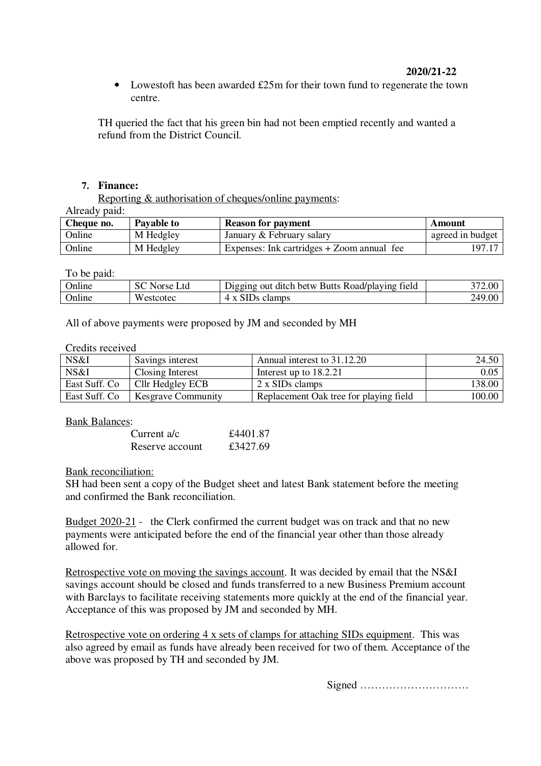2020/21-22

- Lowestoft has been awarded £25m for their town fund to regenerate the town centre.

TH queried the fact that his green bin had not been emptied recently and wanted a refund from the District Council.

7. **Finance:**

Reporting & authorisation of cheques/online payments:

Already paid:

| Cheque no. | Payable to | Reason for payment | Amount |
|---|---|---|---|
| Online | M Hedgley | January & February salary | agreed in budget |
| Online | M Hedgley | Expenses: Ink cartridges + Zoom annual fee | 197.17 |

To be paid:

| | | | |
|---|---|---|---|
| Online | SC Norse Ltd | Digging out ditch betw Butts Road/playing field | 372.00 |
| Online | Westcotec | 4 x SIDs clamps | 249.00 |

All of above payments were proposed by JM and seconded by MH

Credits received

| | | | |
|---|---|---|---|
| NS&I | Savings interest | Annual interest to 31.12.20 | 24.50 |
| NS&I | Closing Interest | Interest up to 18.2.21 | 0.05 |
| East Suff. Co | Cllr Hedgley ECB | 2 x SIDs clamps | 138.00 |
| East Suff. Co | Kesgrave Community | Replacement Oak tree for playing field | 100.00 |

Bank Balances:

| | |
|---|---|
| Current a/c | £4401.87 |
| Reserve account | £3427.69 |

Bank reconciliation:
SH had been sent a copy of the Budget sheet and latest Bank statement before the meeting and confirmed the Bank reconciliation.

Budget 2020-21 - the Clerk confirmed the current budget was on track and that no new payments were anticipated before the end of the financial year other than those already allowed for.

Retrospective vote on moving the savings account. It was decided by email that the NS&I savings account should be closed and funds transferred to a new Business Premium account with Barclays to facilitate receiving statements more quickly at the end of the financial year. Acceptance of this was proposed by JM and seconded by MH.

Retrospective vote on ordering 4 x sets of clamps for attaching SIDs equipment. This was also agreed by email as funds have already been received for two of them. Acceptance of the above was proposed by TH and seconded by JM.

Signed …………………………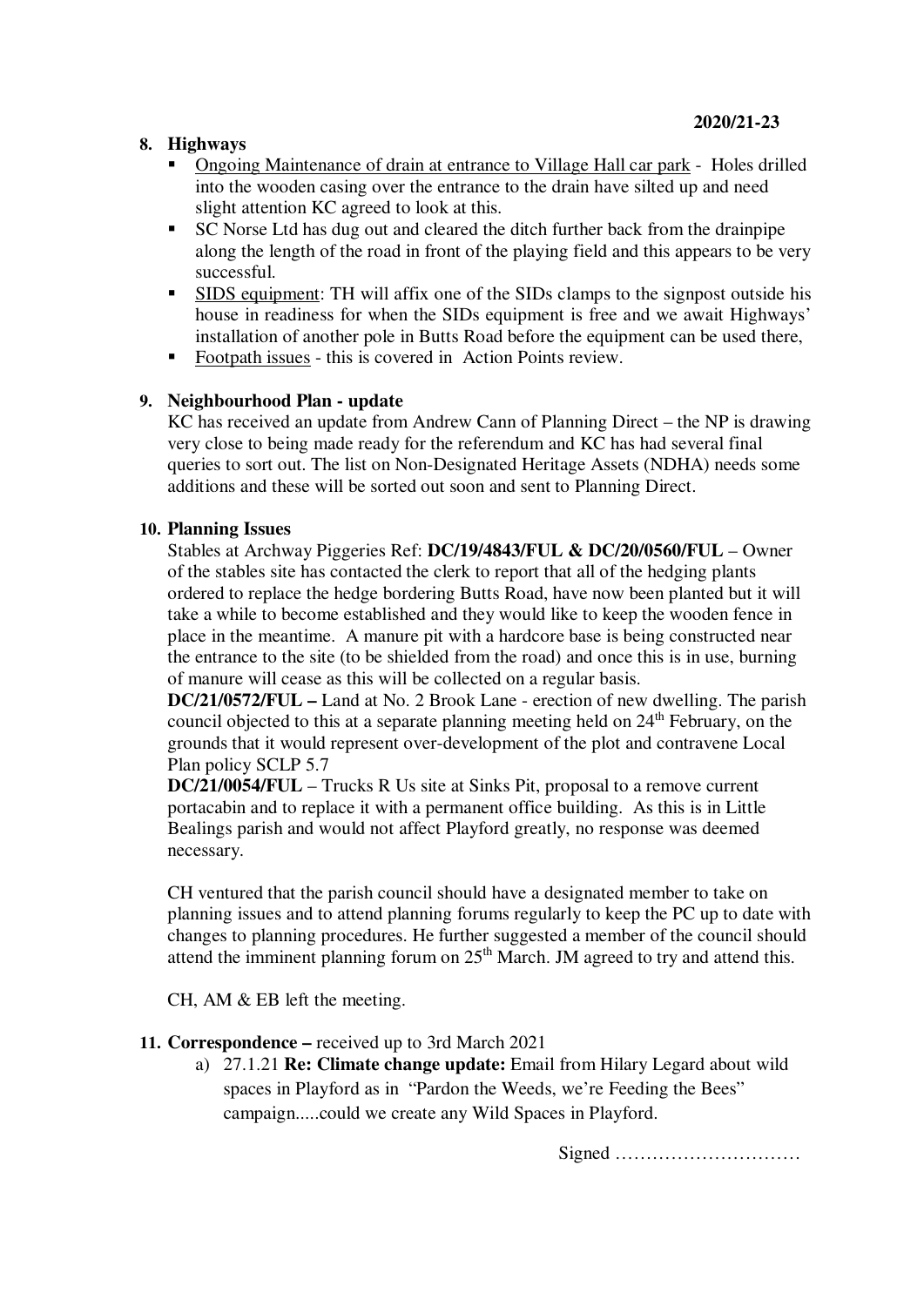**2020/21-23**

**8. Highways**

- Ongoing Maintenance of drain at entrance to Village Hall car park - Holes drilled into the wooden casing over the entrance to the drain have silted up and need slight attention KC agreed to look at this.
- SC Norse Ltd has dug out and cleared the ditch further back from the drainpipe along the length of the road in front of the playing field and this appears to be very successful.
- SIDS equipment: TH will affix one of the SIDs clamps to the signpost outside his house in readiness for when the SIDs equipment is free and we await Highways' installation of another pole in Butts Road before the equipment can be used there,
- Footpath issues - this is covered in Action Points review.

**9. Neighbourhood Plan - update**

KC has received an update from Andrew Cann of Planning Direct – the NP is drawing very close to being made ready for the referendum and KC has had several final queries to sort out. The list on Non-Designated Heritage Assets (NDHA) needs some additions and these will be sorted out soon and sent to Planning Direct.

**10. Planning Issues**

Stables at Archway Piggeries Ref: **DC/19/4843/FUL & DC/20/0560/FUL** – Owner of the stables site has contacted the clerk to report that all of the hedging plants ordered to replace the hedge bordering Butts Road, have now been planted but it will take a while to become established and they would like to keep the wooden fence in place in the meantime. A manure pit with a hardcore base is being constructed near the entrance to the site (to be shielded from the road) and once this is in use, burning of manure will cease as this will be collected on a regular basis.

**DC/21/0572/FUL –** Land at No. 2 Brook Lane - erection of new dwelling. The parish council objected to this at a separate planning meeting held on 24th February, on the grounds that it would represent over-development of the plot and contravene Local Plan policy SCLP 5.7

**DC/21/0054/FUL** – Trucks R Us site at Sinks Pit, proposal to a remove current portacabin and to replace it with a permanent office building. As this is in Little Bealings parish and would not affect Playford greatly, no response was deemed necessary.

CH ventured that the parish council should have a designated member to take on planning issues and to attend planning forums regularly to keep the PC up to date with changes to planning procedures. He further suggested a member of the council should attend the imminent planning forum on 25th March. JM agreed to try and attend this.

CH, AM & EB left the meeting.

**11. Correspondence –** received up to 3rd March 2021

a) 27.1.21 **Re: Climate change update:** Email from Hilary Legard about wild spaces in Playford as in "Pardon the Weeds, we're Feeding the Bees" campaign.....could we create any Wild Spaces in Playford.

Signed …………………………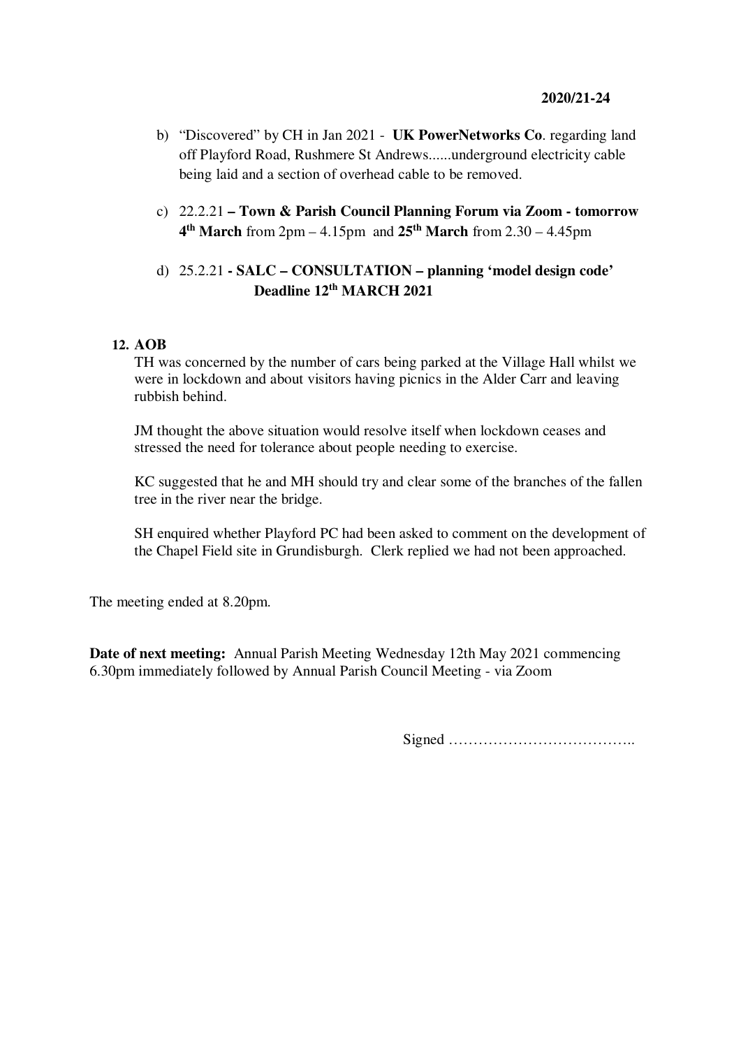b) "Discovered" by CH in Jan 2021 - **UK PowerNetworks Co**. regarding land off Playford Road, Rushmere St Andrews......underground electricity cable being laid and a section of overhead cable to be removed.

c) 22.2.21 **– Town & Parish Council Planning Forum via Zoom - tomorrow 4th March** from 2pm – 4.15pm and **25th March** from 2.30 – 4.45pm

d) 25.2.21 **- SALC – CONSULTATION – planning 'model design code' Deadline 12th MARCH 2021**

**12. AOB**

TH was concerned by the number of cars being parked at the Village Hall whilst we were in lockdown and about visitors having picnics in the Alder Carr and leaving rubbish behind.

JM thought the above situation would resolve itself when lockdown ceases and stressed the need for tolerance about people needing to exercise.

KC suggested that he and MH should try and clear some of the branches of the fallen tree in the river near the bridge.

SH enquired whether Playford PC had been asked to comment on the development of the Chapel Field site in Grundisburgh. Clerk replied we had not been approached.

The meeting ended at 8.20pm.

**Date of next meeting:** Annual Parish Meeting Wednesday 12th May 2021 commencing 6.30pm immediately followed by Annual Parish Council Meeting - via Zoom

Signed ………………………………..